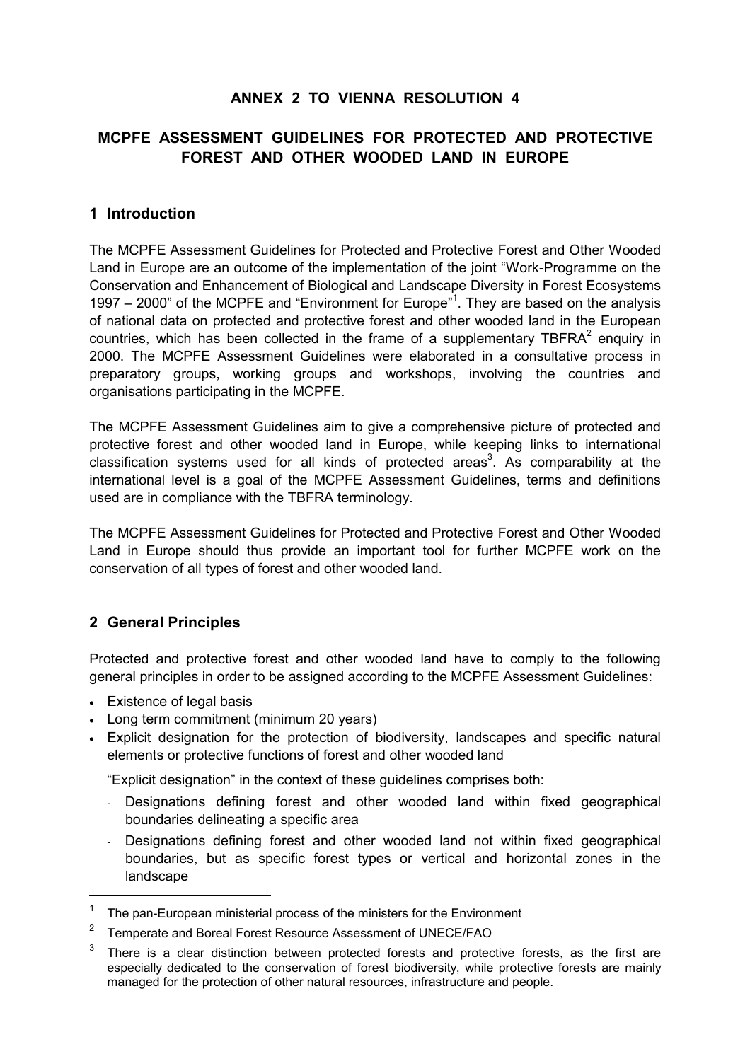# ANNEX 2 TO VIENNA RESOLUTION 4

# MCPFE ASSESSMENT GUIDELINES FOR PROTECTED AND PROTECTIVE FOREST AND OTHER WOODED LAND IN EUROPE

## 1 Introduction

The MCPFE Assessment Guidelines for Protected and Protective Forest and Other Wooded Land in Europe are an outcome of the implementation of the joint "Work-Programme on the Conservation and Enhancement of Biological and Landscape Diversity in Forest Ecosystems 1997 – 2000" of the MCPFE and "Environment for Europe"[1]. They are based on the analysis of national data on protected and protective forest and other wooded land in the European countries, which has been collected in the frame of a supplementary TBFRA[2] enquiry in 2000. The MCPFE Assessment Guidelines were elaborated in a consultative process in preparatory groups, working groups and workshops, involving the countries and organisations participating in the MCPFE.

The MCPFE Assessment Guidelines aim to give a comprehensive picture of protected and protective forest and other wooded land in Europe, while keeping links to international classification systems used for all kinds of protected areas[3]. As comparability at the international level is a goal of the MCPFE Assessment Guidelines, terms and definitions used are in compliance with the TBFRA terminology.

The MCPFE Assessment Guidelines for Protected and Protective Forest and Other Wooded Land in Europe should thus provide an important tool for further MCPFE work on the conservation of all types of forest and other wooded land.

## 2 General Principles

Protected and protective forest and other wooded land have to comply to the following general principles in order to be assigned according to the MCPFE Assessment Guidelines:

- Existence of legal basis
- Long term commitment (minimum 20 years)
- Explicit designation for the protection of biodiversity, landscapes and specific natural elements or protective functions of forest and other wooded land

  "Explicit designation" in the context of these guidelines comprises both:

  - Designations defining forest and other wooded land within fixed geographical boundaries delineating a specific area
  - Designations defining forest and other wooded land not within fixed geographical boundaries, but as specific forest types or vertical and horizontal zones in the landscape

---

[1] The pan-European ministerial process of the ministers for the Environment

[2] Temperate and Boreal Forest Resource Assessment of UNECE/FAO

[3] There is a clear distinction between protected forests and protective forests, as the first are especially dedicated to the conservation of forest biodiversity, while protective forests are mainly managed for the protection of other natural resources, infrastructure and people.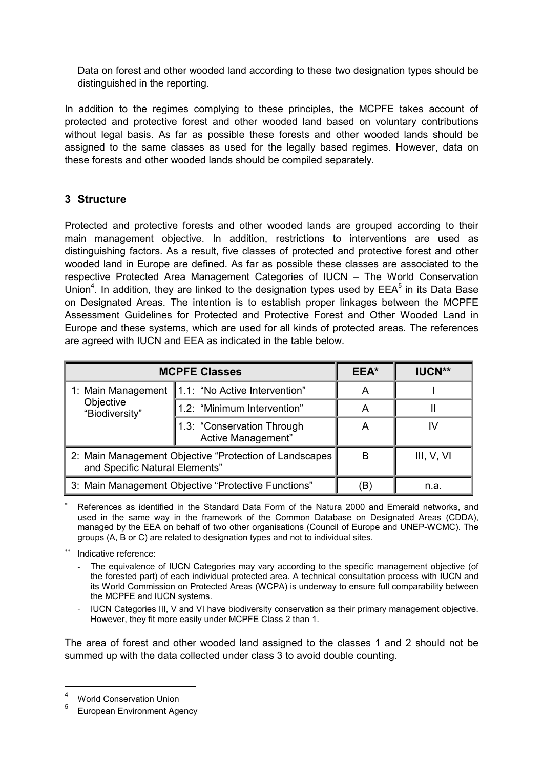Data on forest and other wooded land according to these two designation types should be distinguished in the reporting.

In addition to the regimes complying to these principles, the MCPFE takes account of protected and protective forest and other wooded land based on voluntary contributions without legal basis. As far as possible these forests and other wooded lands should be assigned to the same classes as used for the legally based regimes. However, data on these forests and other wooded lands should be compiled separately.

## 3 Structure

Protected and protective forests and other wooded lands are grouped according to their main management objective. In addition, restrictions to interventions are used as distinguishing factors. As a result, five classes of protected and protective forest and other wooded land in Europe are defined. As far as possible these classes are associated to the respective Protected Area Management Categories of IUCN – The World Conservation Union[4]. In addition, they are linked to the designation types used by EEA[5] in its Data Base on Designated Areas. The intention is to establish proper linkages between the MCPFE Assessment Guidelines for Protected and Protective Forest and Other Wooded Land in Europe and these systems, which are used for all kinds of protected areas. The references are agreed with IUCN and EEA as indicated in the table below.

| MCPFE Classes | | EEA* | IUCN** |
|---|---|---|---|
| 1: Main Management Objective "Biodiversity" | 1.1: "No Active Intervention" | A | I |
| | 1.2: "Minimum Intervention" | A | II |
| | 1.3: "Conservation Through Active Management" | A | IV |
| 2: Main Management Objective "Protection of Landscapes and Specific Natural Elements" | | B | III, V, VI |
| 3: Main Management Objective "Protective Functions" | | (B) | n.a. |

\* References as identified in the Standard Data Form of the Natura 2000 and Emerald networks, and used in the same way in the framework of the Common Database on Designated Areas (CDDA), managed by the EEA on behalf of two other organisations (Council of Europe and UNEP-WCMC). The groups (A, B or C) are related to designation types and not to individual sites.

\*\* Indicative reference:

- The equivalence of IUCN Categories may vary according to the specific management objective (of the forested part) of each individual protected area. A technical consultation process with IUCN and its World Commission on Protected Areas (WCPA) is underway to ensure full comparability between the MCPFE and IUCN systems.
- IUCN Categories III, V and VI have biodiversity conservation as their primary management objective. However, they fit more easily under MCPFE Class 2 than 1.

The area of forest and other wooded land assigned to the classes 1 and 2 should not be summed up with the data collected under class 3 to avoid double counting.

[4] World Conservation Union

[5] European Environment Agency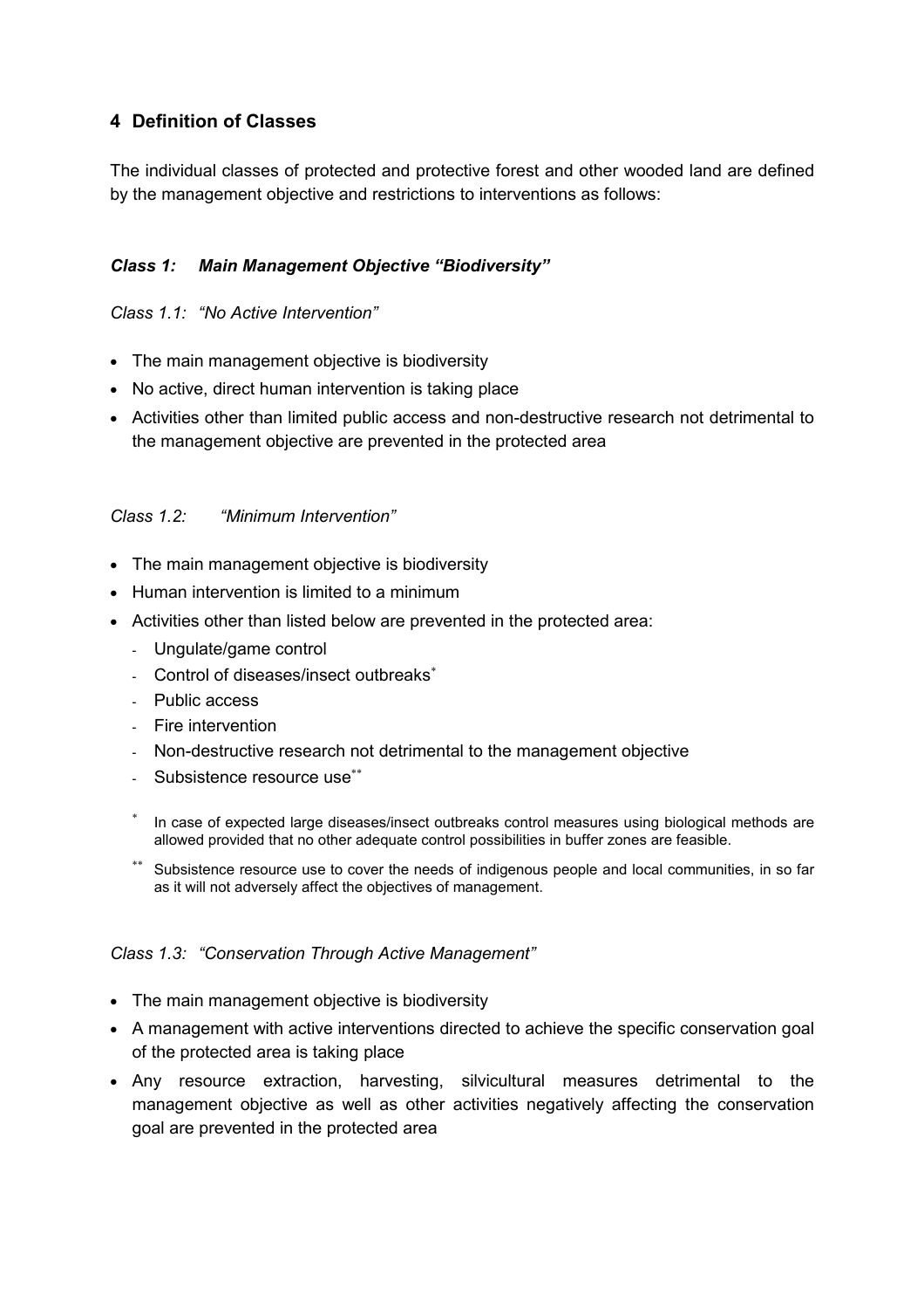## 4 Definition of Classes

The individual classes of protected and protective forest and other wooded land are defined by the management objective and restrictions to interventions as follows:

### *Class 1: Main Management Objective "Biodiversity"*

*Class 1.1: "No Active Intervention"*

- The main management objective is biodiversity
- No active, direct human intervention is taking place
- Activities other than limited public access and non-destructive research not detrimental to the management objective are prevented in the protected area

*Class 1.2: "Minimum Intervention"*

- The main management objective is biodiversity
- Human intervention is limited to a minimum
- Activities other than listed below are prevented in the protected area:
  - Ungulate/game control
  - Control of diseases/insect outbreaks*
  - Public access
  - Fire intervention
  - Non-destructive research not detrimental to the management objective
  - Subsistence resource use**

* In case of expected large diseases/insect outbreaks control measures using biological methods are allowed provided that no other adequate control possibilities in buffer zones are feasible.

** Subsistence resource use to cover the needs of indigenous people and local communities, in so far as it will not adversely affect the objectives of management.

*Class 1.3: "Conservation Through Active Management"*

- The main management objective is biodiversity
- A management with active interventions directed to achieve the specific conservation goal of the protected area is taking place
- Any resource extraction, harvesting, silvicultural measures detrimental to the management objective as well as other activities negatively affecting the conservation goal are prevented in the protected area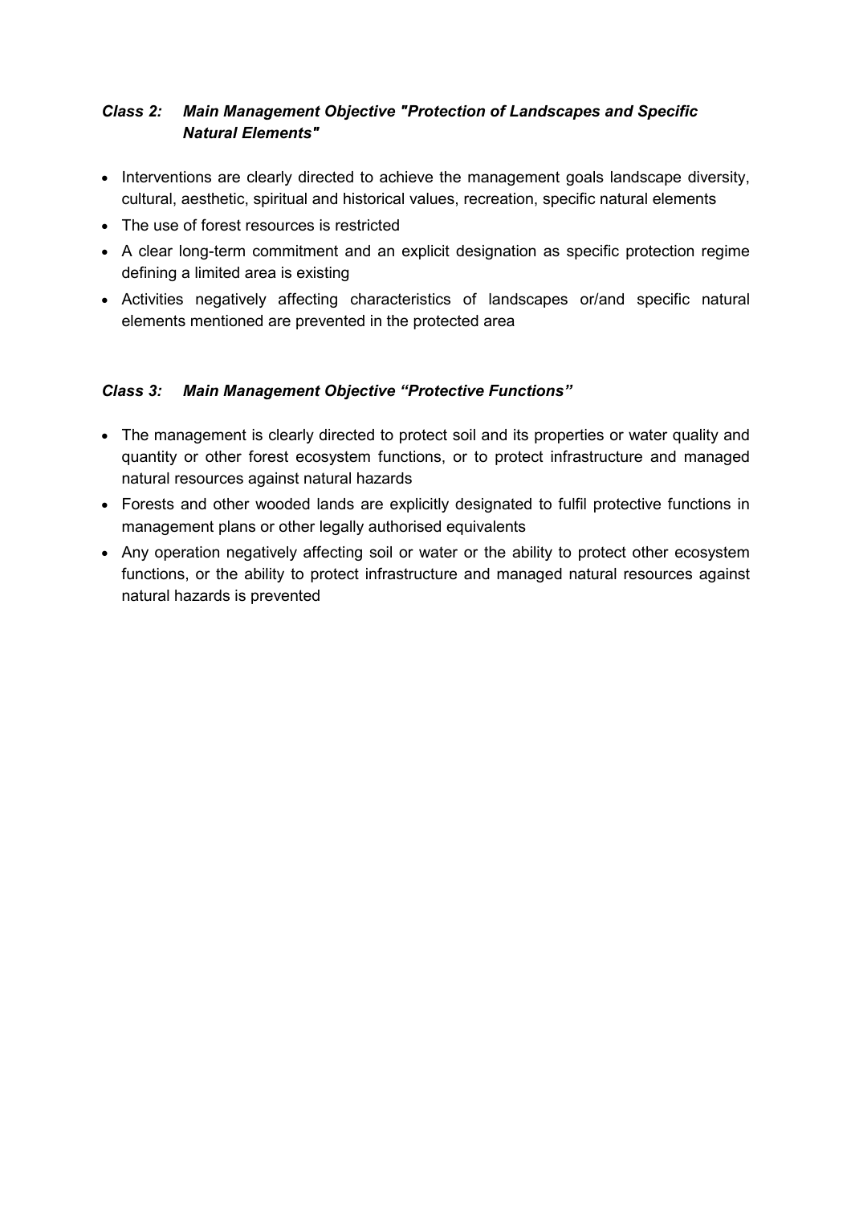### *Class 2: Main Management Objective "Protection of Landscapes and Specific Natural Elements"*

- Interventions are clearly directed to achieve the management goals landscape diversity, cultural, aesthetic, spiritual and historical values, recreation, specific natural elements
- The use of forest resources is restricted
- A clear long-term commitment and an explicit designation as specific protection regime defining a limited area is existing
- Activities negatively affecting characteristics of landscapes or/and specific natural elements mentioned are prevented in the protected area

### *Class 3: Main Management Objective "Protective Functions"*

- The management is clearly directed to protect soil and its properties or water quality and quantity or other forest ecosystem functions, or to protect infrastructure and managed natural resources against natural hazards
- Forests and other wooded lands are explicitly designated to fulfil protective functions in management plans or other legally authorised equivalents
- Any operation negatively affecting soil or water or the ability to protect other ecosystem functions, or the ability to protect infrastructure and managed natural resources against natural hazards is prevented